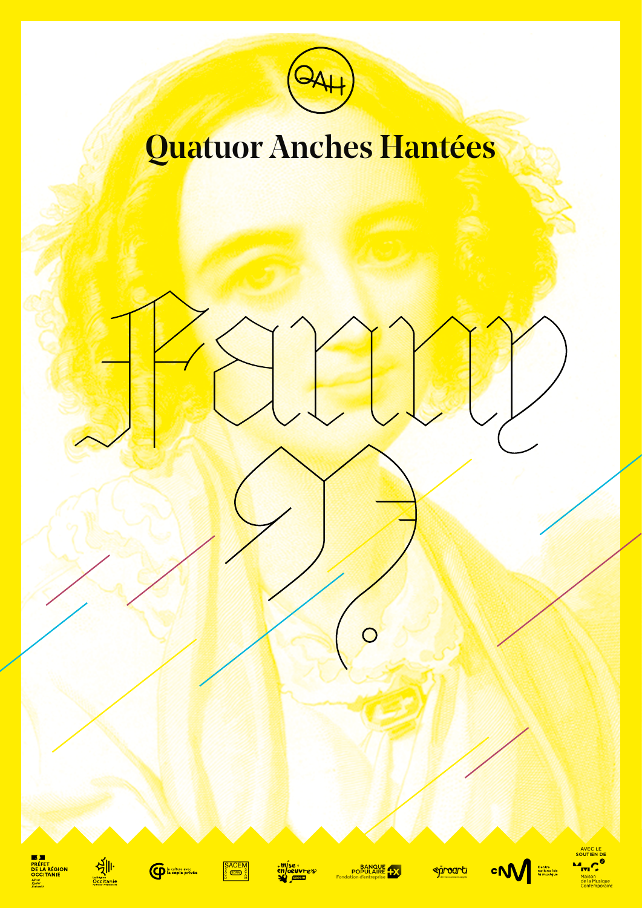QAH

# Quatuor Anches Hantées

# Fanny ?

PRÉFET DE LA RÉGION OCCITANIE
*Liberté Égalité Fraternité*

La Région Occitanie Pyrénées - Méditerranée

la culture avec la copie privée

SACEM

mise en œuvre(s) sacem

BANQUE POPULAIRE Fondation d'entreprise

proarti

CNM Centre national de la musique

AVEC LE SOUTIEN DE
Maison de la Musique Contemporaine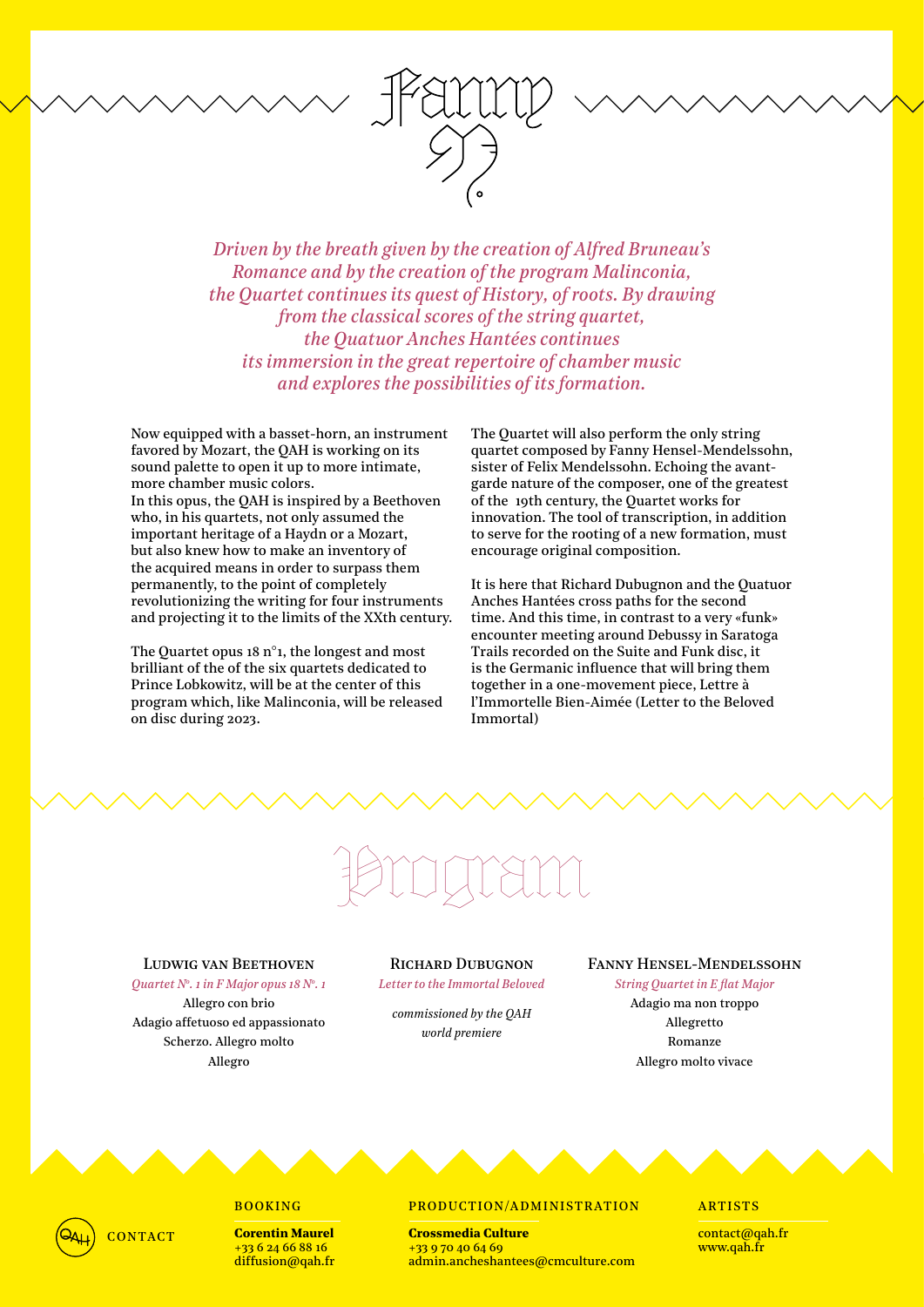# Fanny M.

*Driven by the breath given by the creation of Alfred Bruneau's Romance and by the creation of the program Malinconia, the Quartet continues its quest of History, of roots. By drawing from the classical scores of the string quartet, the Quatuor Anches Hantées continues its immersion in the great repertoire of chamber music and explores the possibilities of its formation.*

Now equipped with a basset-horn, an instrument favored by Mozart, the QAH is working on its sound palette to open it up to more intimate, more chamber music colors.
In this opus, the QAH is inspired by a Beethoven who, in his quartets, not only assumed the important heritage of a Haydn or a Mozart, but also knew how to make an inventory of the acquired means in order to surpass them permanently, to the point of completely revolutionizing the writing for four instruments and projecting it to the limits of the XXth century.

The Quartet opus 18 n°1, the longest and most brilliant of the of the six quartets dedicated to Prince Lobkowitz, will be at the center of this program which, like Malinconia, will be released on disc during 2023.

The Quartet will also perform the only string quartet composed by Fanny Hensel-Mendelssohn, sister of Felix Mendelssohn. Echoing the avant-garde nature of the composer, one of the greatest of the 19th century, the Quartet works for innovation. The tool of transcription, in addition to serve for the rooting of a new formation, must encourage original composition.

It is here that Richard Dubugnon and the Quatuor Anches Hantées cross paths for the second time. And this time, in contrast to a very «funk» encounter meeting around Debussy in Saratoga Trails recorded on the Suite and Funk disc, it is the Germanic influence that will bring them together in a one-movement piece, Lettre à l'Immortelle Bien-Aimée (Letter to the Beloved Immortal)

## Program

**Ludwig van Beethoven**
*Quartet N°. 1 in F Major opus 18 N°. 1*
Allegro con brio
Adagio affetuoso ed appassionato
Scherzo. Allegro molto
Allegro

**Richard Dubugnon**
*Letter to the Immortal Beloved*
*commissioned by the QAH*
*world premiere*

**Fanny Hensel-Mendelssohn**
*String Quartet in E flat Major*
Adagio ma non troppo
Allegretto
Romanze
Allegro molto vivace

QAH CONTACT

**BOOKING**
**Corentin Maurel**
+33 6 24 66 88 16
diffusion@qah.fr

**PRODUCTION/ADMINISTRATION**
**Crossmedia Culture**
+33 9 70 40 64 69
admin.ancheshantees@cmculture.com

**ARTISTS**
contact@qah.fr
www.qah.fr